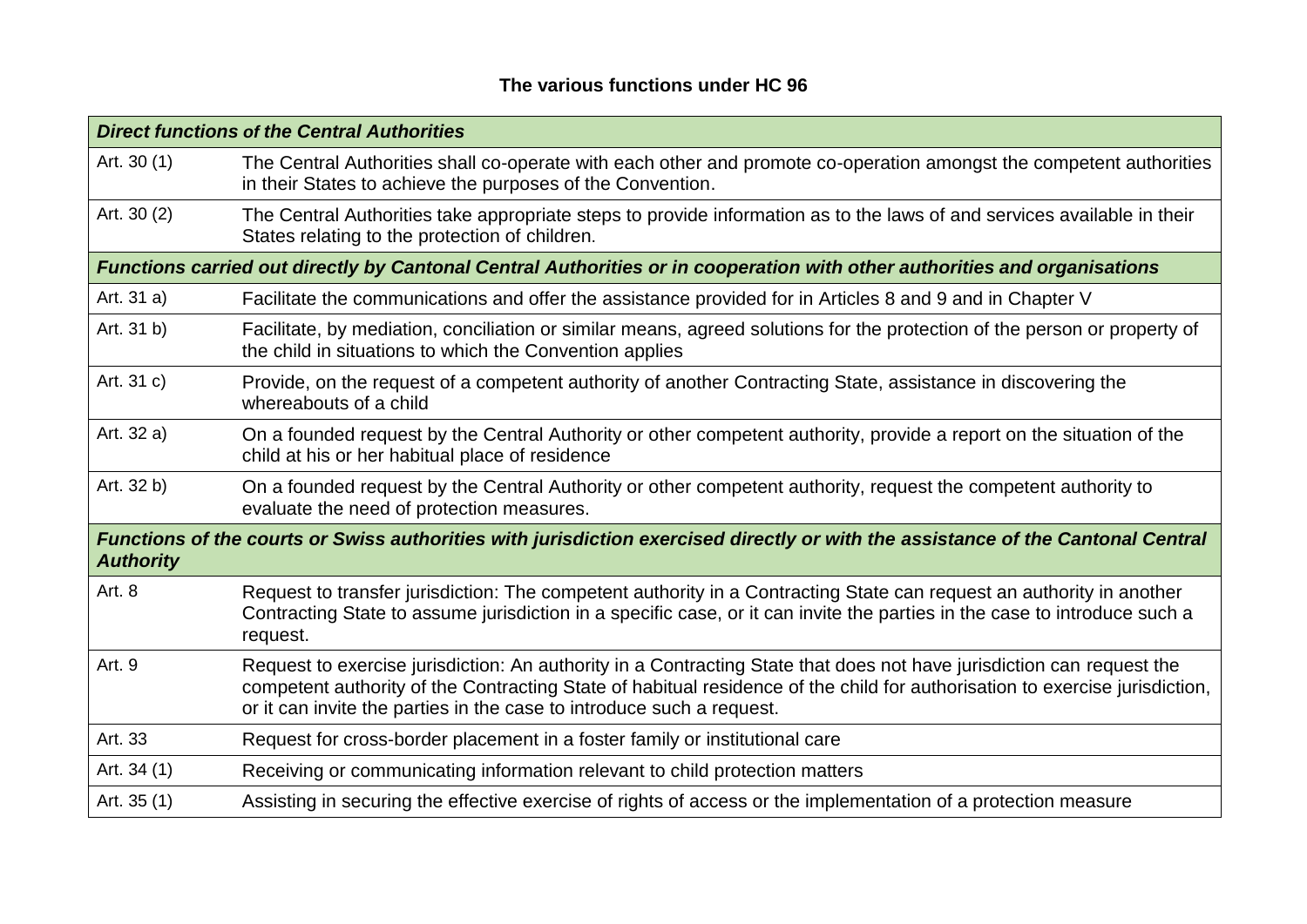**The various functions under HC 96**

| | |
|---|---|
| ***Direct functions of the Central Authorities*** | |
| Art. 30 (1) | The Central Authorities shall co-operate with each other and promote co-operation amongst the competent authorities in their States to achieve the purposes of the Convention. |
| Art. 30 (2) | The Central Authorities take appropriate steps to provide information as to the laws of and services available in their States relating to the protection of children. |
| ***Functions carried out directly by Cantonal Central Authorities or in cooperation with other authorities and organisations*** | |
| Art. 31 a) | Facilitate the communications and offer the assistance provided for in Articles 8 and 9 and in Chapter V |
| Art. 31 b) | Facilitate, by mediation, conciliation or similar means, agreed solutions for the protection of the person or property of the child in situations to which the Convention applies |
| Art. 31 c) | Provide, on the request of a competent authority of another Contracting State, assistance in discovering the whereabouts of a child |
| Art. 32 a) | On a founded request by the Central Authority or other competent authority, provide a report on the situation of the child at his or her habitual place of residence |
| Art. 32 b) | On a founded request by the Central Authority or other competent authority, request the competent authority to evaluate the need of protection measures. |
| ***Functions of the courts or Swiss authorities with jurisdiction exercised directly or with the assistance of the Cantonal Central Authority*** | |
| Art. 8 | Request to transfer jurisdiction: The competent authority in a Contracting State can request an authority in another Contracting State to assume jurisdiction in a specific case, or it can invite the parties in the case to introduce such a request. |
| Art. 9 | Request to exercise jurisdiction: An authority in a Contracting State that does not have jurisdiction can request the competent authority of the Contracting State of habitual residence of the child for authorisation to exercise jurisdiction, or it can invite the parties in the case to introduce such a request. |
| Art. 33 | Request for cross-border placement in a foster family or institutional care |
| Art. 34 (1) | Receiving or communicating information relevant to child protection matters |
| Art. 35 (1) | Assisting in securing the effective exercise of rights of access or the implementation of a protection measure |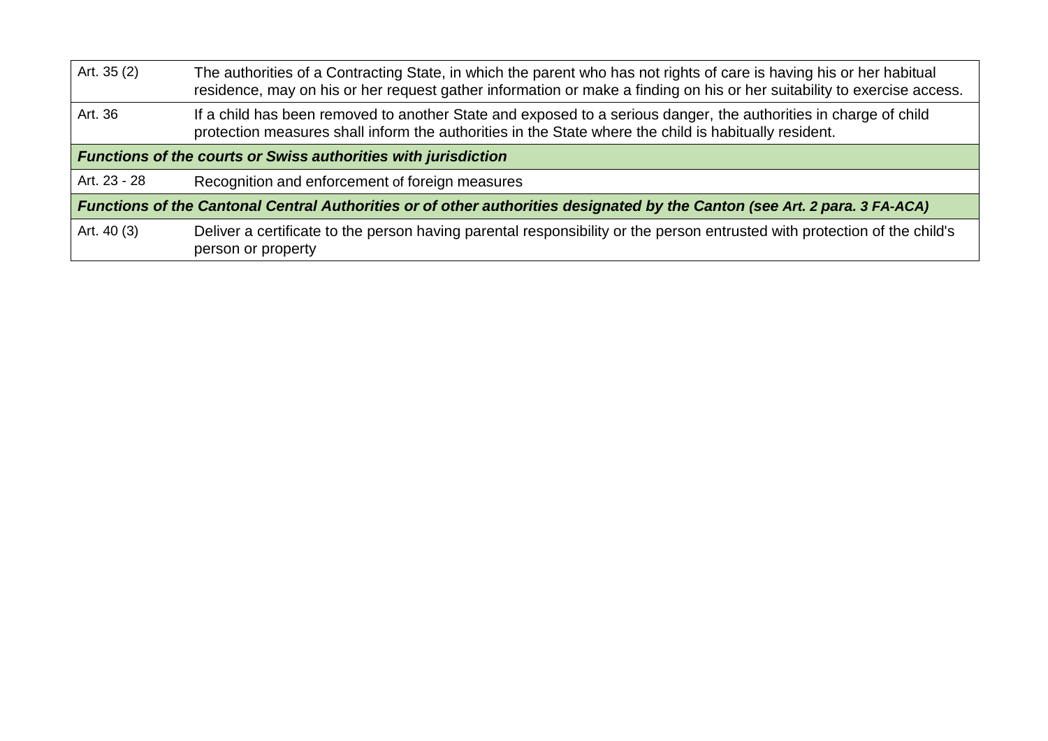| | |
|---|---|
| Art. 35 (2) | The authorities of a Contracting State, in which the parent who has not rights of care is having his or her habitual residence, may on his or her request gather information or make a finding on his or her suitability to exercise access. |
| Art. 36 | If a child has been removed to another State and exposed to a serious danger, the authorities in charge of child protection measures shall inform the authorities in the State where the child is habitually resident. |
| ***Functions of the courts or Swiss authorities with jurisdiction*** | |
| Art. 23 - 28 | Recognition and enforcement of foreign measures |
| ***Functions of the Cantonal Central Authorities or of other authorities designated by the Canton (see Art. 2 para. 3 FA-ACA)*** | |
| Art. 40 (3) | Deliver a certificate to the person having parental responsibility or the person entrusted with protection of the child's person or property |